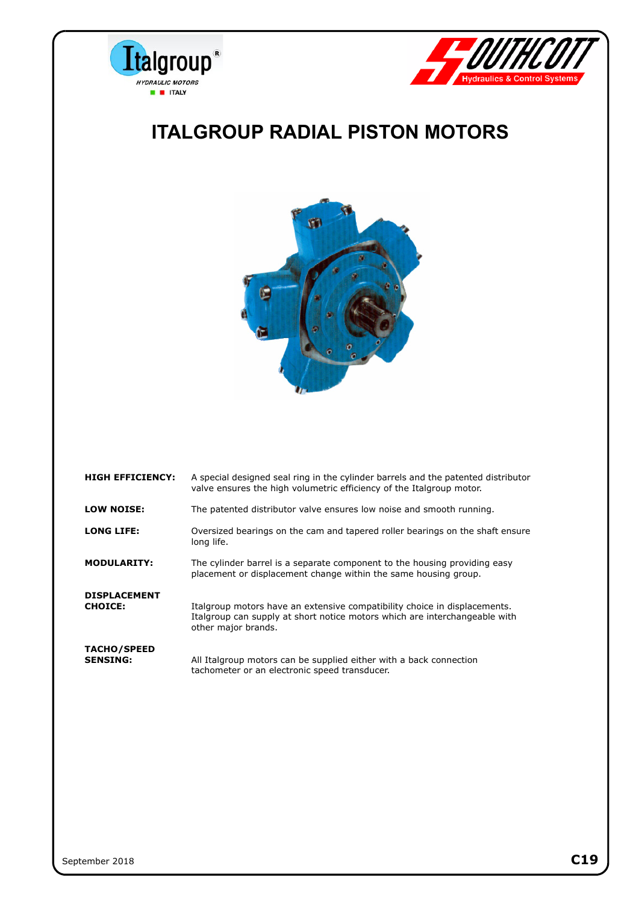# ITALGROUP RADIAL PISTON MOTORS

| | |
|---|---|
| **HIGH EFFICIENCY:** | A special designed seal ring in the cylinder barrels and the patented distributor valve ensures the high volumetric efficiency of the Italgroup motor. |
| **LOW NOISE:** | The patented distributor valve ensures low noise and smooth running. |
| **LONG LIFE:** | Oversized bearings on the cam and tapered roller bearings on the shaft ensure long life. |
| **MODULARITY:** | The cylinder barrel is a separate component to the housing providing easy placement or displacement change within the same housing group. |
| **DISPLACEMENT CHOICE:** | Italgroup motors have an extensive compatibility choice in displacements. Italgroup can supply at short notice motors which are interchangeable with other major brands. |
| **TACHO/SPEED SENSING:** | All Italgroup motors can be supplied either with a back connection tachometer or an electronic speed transducer. |

September 2018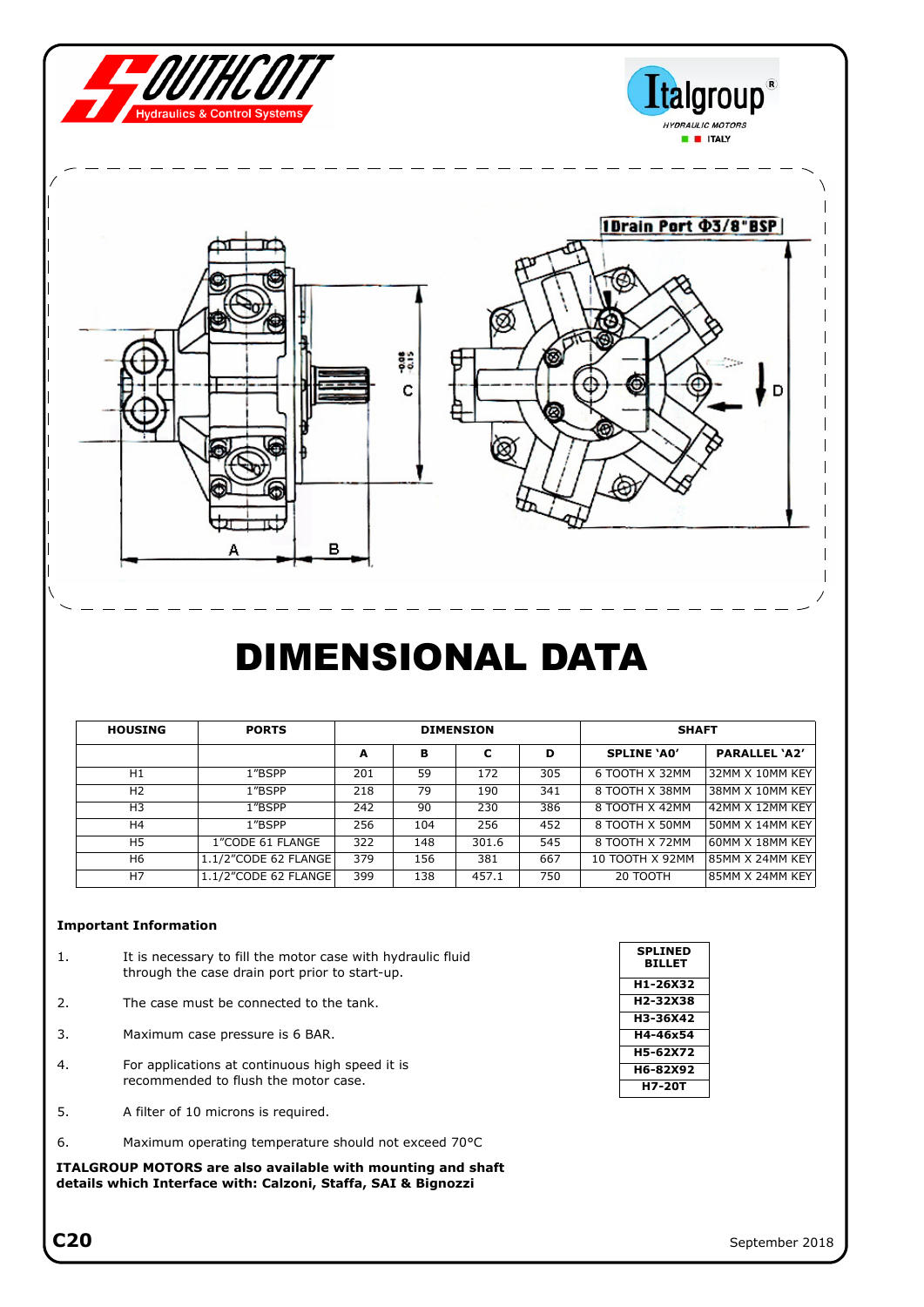# DIMENSIONAL DATA

| HOUSING | PORTS | DIMENSION | | | | SHAFT | |
|---|---|---|---|---|---|---|---|
| | | A | B | C | D | SPLINE 'A0' | PARALLEL 'A2' |
| H1 | 1"BSPP | 201 | 59 | 172 | 305 | 6 TOOTH X 32MM | 32MM X 10MM KEY |
| H2 | 1"BSPP | 218 | 79 | 190 | 341 | 8 TOOTH X 38MM | 38MM X 10MM KEY |
| H3 | 1"BSPP | 242 | 90 | 230 | 386 | 8 TOOTH X 42MM | 42MM X 12MM KEY |
| H4 | 1"BSPP | 256 | 104 | 256 | 452 | 8 TOOTH X 50MM | 50MM X 14MM KEY |
| H5 | 1"CODE 61 FLANGE | 322 | 148 | 301.6 | 545 | 8 TOOTH X 72MM | 60MM X 18MM KEY |
| H6 | 1.1/2"CODE 62 FLANGE | 379 | 156 | 381 | 667 | 10 TOOTH X 92MM | 85MM X 24MM KEY |
| H7 | 1.1/2"CODE 62 FLANGE | 399 | 138 | 457.1 | 750 | 20 TOOTH | 85MM X 24MM KEY |

**Important Information**

1. It is necessary to fill the motor case with hydraulic fluid through the case drain port prior to start-up.
2. The case must be connected to the tank.
3. Maximum case pressure is 6 BAR.
4. For applications at continuous high speed it is recommended to flush the motor case.
5. A filter of 10 microns is required.
6. Maximum operating temperature should not exceed 70°C

| SPLINED BILLET |
|---|
| H1-26X32 |
| H2-32X38 |
| H3-36X42 |
| H4-46x54 |
| H5-62X72 |
| H6-82X92 |
| H7-20T |

**ITALGROUP MOTORS are also available with mounting and shaft details which Interface with: Calzoni, Staffa, SAI & Bignozzi**

C20

September 2018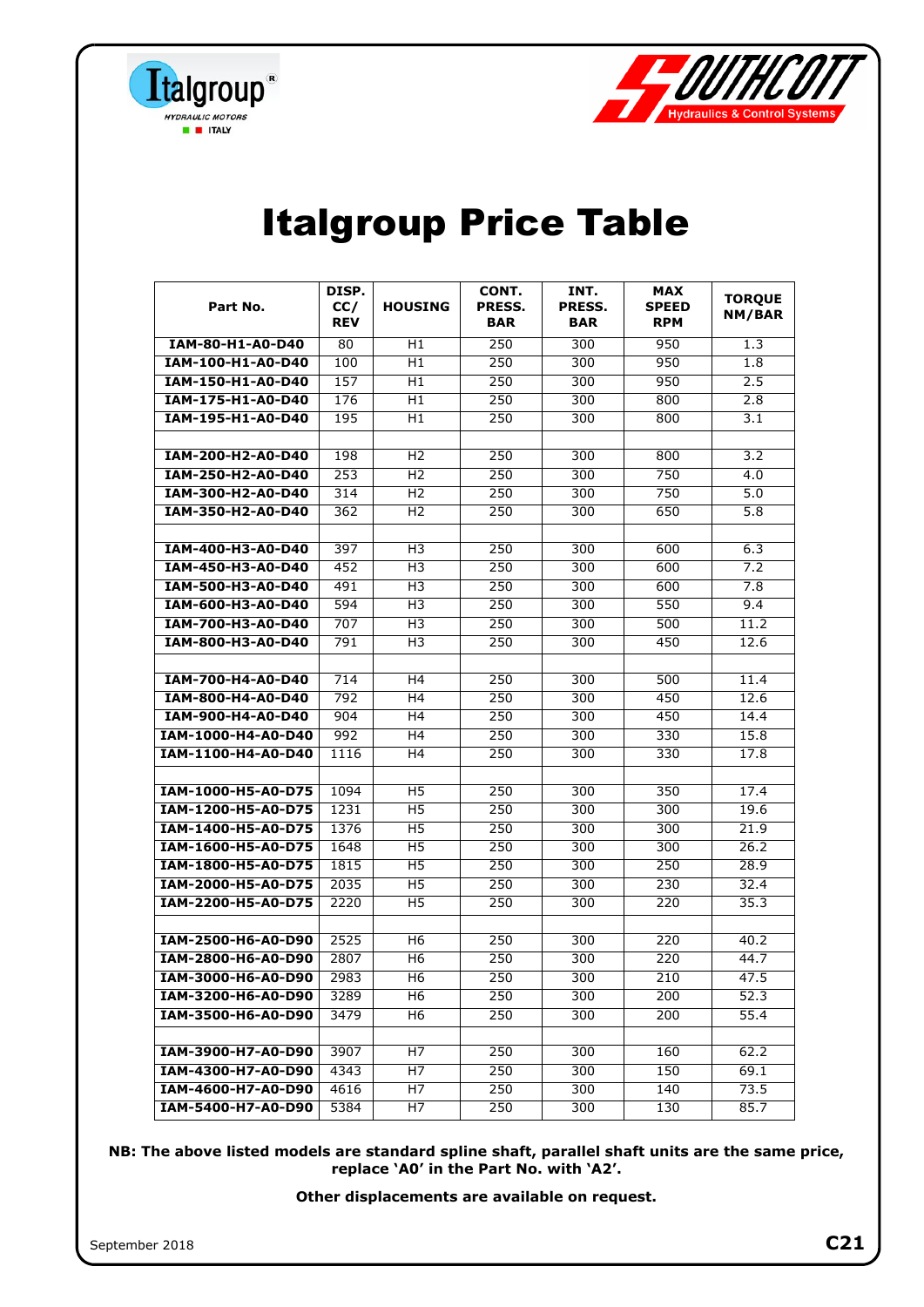# Italgroup Price Table

| Part No. | DISP. CC/ REV | HOUSING | CONT. PRESS. BAR | INT. PRESS. BAR | MAX SPEED RPM | TORQUE NM/BAR |
|---|---|---|---|---|---|---|
| IAM-80-H1-A0-D40 | 80 | H1 | 250 | 300 | 950 | 1.3 |
| IAM-100-H1-A0-D40 | 100 | H1 | 250 | 300 | 950 | 1.8 |
| IAM-150-H1-A0-D40 | 157 | H1 | 250 | 300 | 950 | 2.5 |
| IAM-175-H1-A0-D40 | 176 | H1 | 250 | 300 | 800 | 2.8 |
| IAM-195-H1-A0-D40 | 195 | H1 | 250 | 300 | 800 | 3.1 |
| | | | | | | |
| IAM-200-H2-A0-D40 | 198 | H2 | 250 | 300 | 800 | 3.2 |
| IAM-250-H2-A0-D40 | 253 | H2 | 250 | 300 | 750 | 4.0 |
| IAM-300-H2-A0-D40 | 314 | H2 | 250 | 300 | 750 | 5.0 |
| IAM-350-H2-A0-D40 | 362 | H2 | 250 | 300 | 650 | 5.8 |
| | | | | | | |
| IAM-400-H3-A0-D40 | 397 | H3 | 250 | 300 | 600 | 6.3 |
| IAM-450-H3-A0-D40 | 452 | H3 | 250 | 300 | 600 | 7.2 |
| IAM-500-H3-A0-D40 | 491 | H3 | 250 | 300 | 600 | 7.8 |
| IAM-600-H3-A0-D40 | 594 | H3 | 250 | 300 | 550 | 9.4 |
| IAM-700-H3-A0-D40 | 707 | H3 | 250 | 300 | 500 | 11.2 |
| IAM-800-H3-A0-D40 | 791 | H3 | 250 | 300 | 450 | 12.6 |
| | | | | | | |
| IAM-700-H4-A0-D40 | 714 | H4 | 250 | 300 | 500 | 11.4 |
| IAM-800-H4-A0-D40 | 792 | H4 | 250 | 300 | 450 | 12.6 |
| IAM-900-H4-A0-D40 | 904 | H4 | 250 | 300 | 450 | 14.4 |
| IAM-1000-H4-A0-D40 | 992 | H4 | 250 | 300 | 330 | 15.8 |
| IAM-1100-H4-A0-D40 | 1116 | H4 | 250 | 300 | 330 | 17.8 |
| | | | | | | |
| IAM-1000-H5-A0-D75 | 1094 | H5 | 250 | 300 | 350 | 17.4 |
| IAM-1200-H5-A0-D75 | 1231 | H5 | 250 | 300 | 300 | 19.6 |
| IAM-1400-H5-A0-D75 | 1376 | H5 | 250 | 300 | 300 | 21.9 |
| IAM-1600-H5-A0-D75 | 1648 | H5 | 250 | 300 | 300 | 26.2 |
| IAM-1800-H5-A0-D75 | 1815 | H5 | 250 | 300 | 250 | 28.9 |
| IAM-2000-H5-A0-D75 | 2035 | H5 | 250 | 300 | 230 | 32.4 |
| IAM-2200-H5-A0-D75 | 2220 | H5 | 250 | 300 | 220 | 35.3 |
| | | | | | | |
| IAM-2500-H6-A0-D90 | 2525 | H6 | 250 | 300 | 220 | 40.2 |
| IAM-2800-H6-A0-D90 | 2807 | H6 | 250 | 300 | 220 | 44.7 |
| IAM-3000-H6-A0-D90 | 2983 | H6 | 250 | 300 | 210 | 47.5 |
| IAM-3200-H6-A0-D90 | 3289 | H6 | 250 | 300 | 200 | 52.3 |
| IAM-3500-H6-A0-D90 | 3479 | H6 | 250 | 300 | 200 | 55.4 |
| | | | | | | |
| IAM-3900-H7-A0-D90 | 3907 | H7 | 250 | 300 | 160 | 62.2 |
| IAM-4300-H7-A0-D90 | 4343 | H7 | 250 | 300 | 150 | 69.1 |
| IAM-4600-H7-A0-D90 | 4616 | H7 | 250 | 300 | 140 | 73.5 |
| IAM-5400-H7-A0-D90 | 5384 | H7 | 250 | 300 | 130 | 85.7 |

**NB: The above listed models are standard spline shaft, parallel shaft units are the same price, replace 'A0' in the Part No. with 'A2'.**

**Other displacements are available on request.**

September 2018